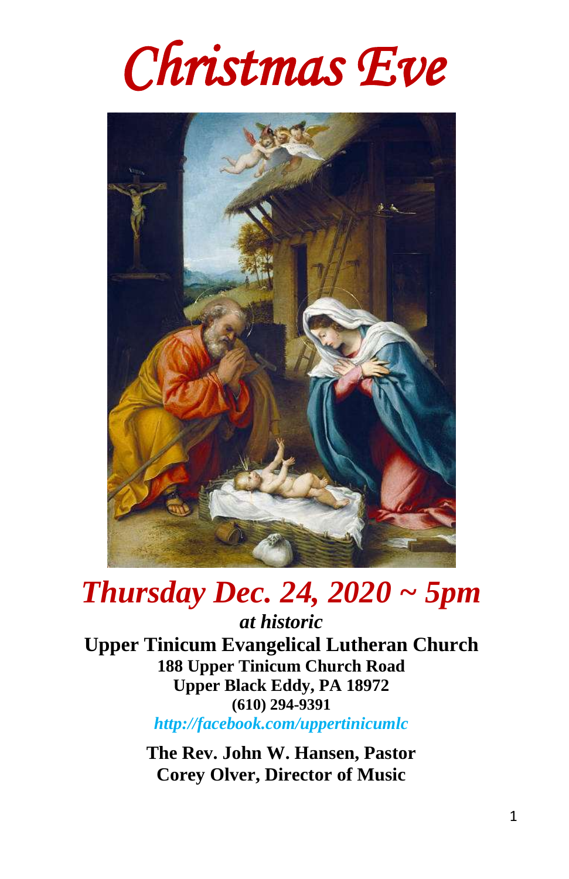# *Christmas Eve*

## *Thursday Dec. 24, 2020 ~ 5pm*

***at historic***

**Upper Tinicum Evangelical Lutheran Church**
**188 Upper Tinicum Church Road**
**Upper Black Eddy, PA 18972**
**(610) 294-9391**
***http://facebook.com/uppertinicumlc***

**The Rev. John W. Hansen, Pastor**
**Corey Olver, Director of Music**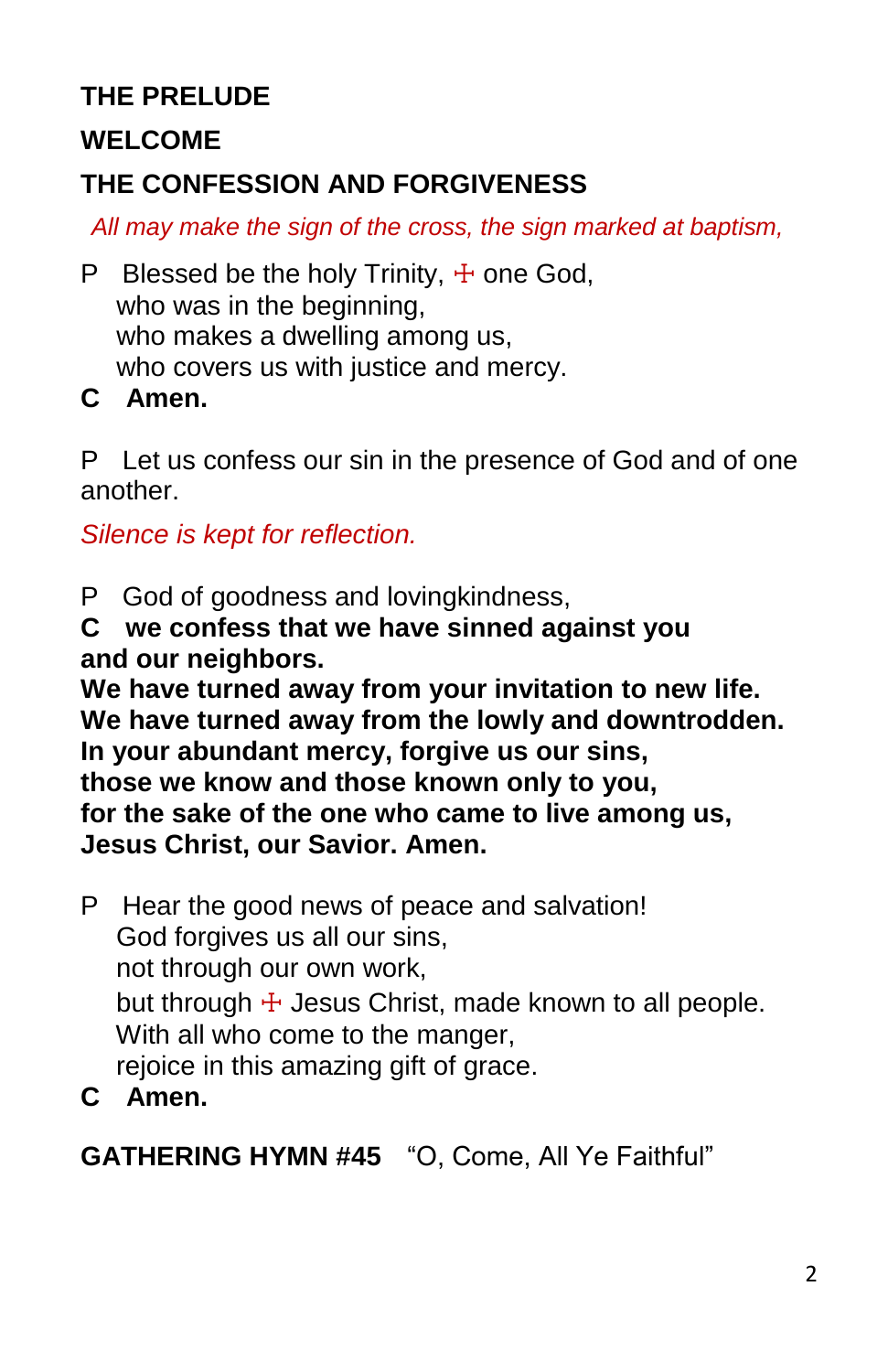## THE PRELUDE

## WELCOME

## THE CONFESSION AND FORGIVENESS

*All may make the sign of the cross, the sign marked at baptism,*

P Blessed be the holy Trinity, ☩ one God,
who was in the beginning,
who makes a dwelling among us,
who covers us with justice and mercy.

**C Amen.**

P Let us confess our sin in the presence of God and of one another.

*Silence is kept for reflection.*

P God of goodness and lovingkindness,

**C we confess that we have sinned against you and our neighbors.**
**We have turned away from your invitation to new life.**
**We have turned away from the lowly and downtrodden.**
**In your abundant mercy, forgive us our sins,**
**those we know and those known only to you,**
**for the sake of the one who came to live among us,**
**Jesus Christ, our Savior. Amen.**

P Hear the good news of peace and salvation!
God forgives us all our sins,
not through our own work,
but through ☩ Jesus Christ, made known to all people.
With all who come to the manger,
rejoice in this amazing gift of grace.

**C Amen.**

**GATHERING HYMN #45** "O, Come, All Ye Faithful"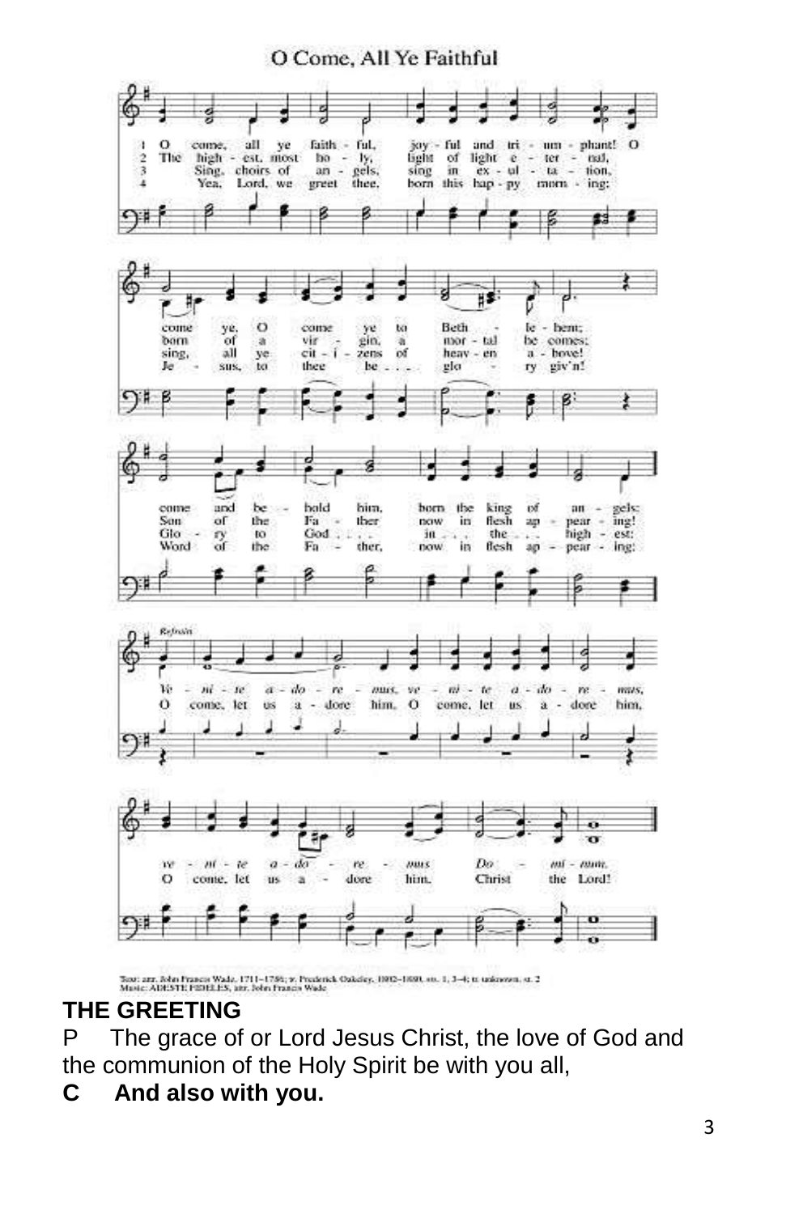## O Come, All Ye Faithful

1. O come, all ye faithful, joyful and triumphant! O come ye, O come ye to Bethlehem; come and behold him, born the king of angels:
2. The highest, most holy, light of light eternal, born of a virgin, a mortal he comes; Son of the Father now in flesh appearing!
3. Sing, choirs of angels, sing in exultation, sing, all ye citizens of heaven above! Glory to God in the highest:
4. Yea, Lord, we greet thee, born this happy morning; Jesus, to thee be glory giv'n! Word of the Father, now in flesh appearing:

*Refrain*

*Venite adoremus, venite adoremus, venite adoremus Dominum.*

O come, let us adore him, O come, let us adore him, O come, let us adore him, Christ the Lord!

Text: arr. John Francis Wade, 1711–1786; tr. Frederick Oakeley, 1802–1880, sts. 1, 3–4; tr. unknown, st. 2
Music: ADESTE FIDELES, arr. John Francis Wade

## THE GREETING

P The grace of or Lord Jesus Christ, the love of God and the communion of the Holy Spirit be with you all,

**C And also with you.**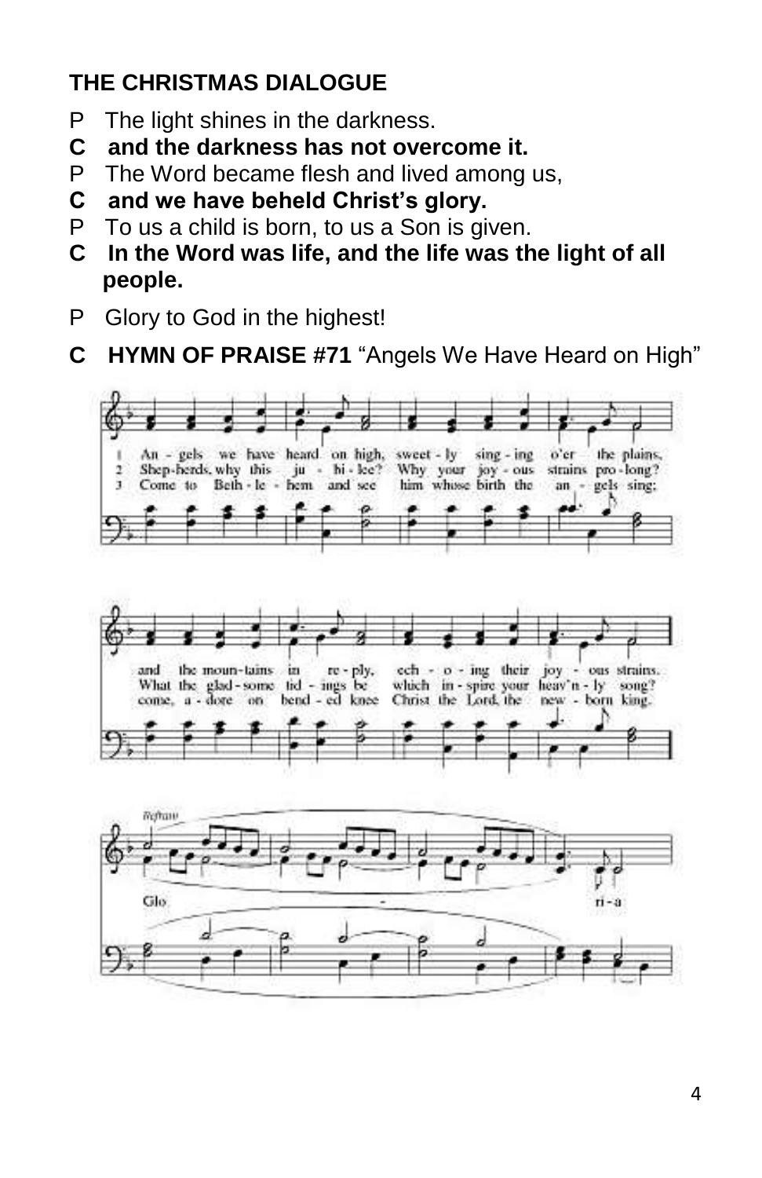## THE CHRISTMAS DIALOGUE

P The light shines in the darkness.

**C and the darkness has not overcome it.**

P The Word became flesh and lived among us,

**C and we have beheld Christ's glory.**

P To us a child is born, to us a Son is given.

**C In the Word was life, and the life was the light of all people.**

P Glory to God in the highest!

**C HYMN OF PRAISE #71** "Angels We Have Heard on High"

1 An - gels we have heard on high, sweet - ly sing - ing o'er the plains, and the moun-tains in re - ply, ech - o - ing their joy - ous strains.

2 Shep-herds, why this ju - bi - lee? Why your joy - ous strains pro - long? What the glad - some tid - ings be which in - spire your heav'n - ly song?

3 Come to Beth - le - hem and see him whose birth the an - gels sing; come, a - dore on bend - ed knee Christ the Lord, the new - born king.

Refrain

Glo - ri - a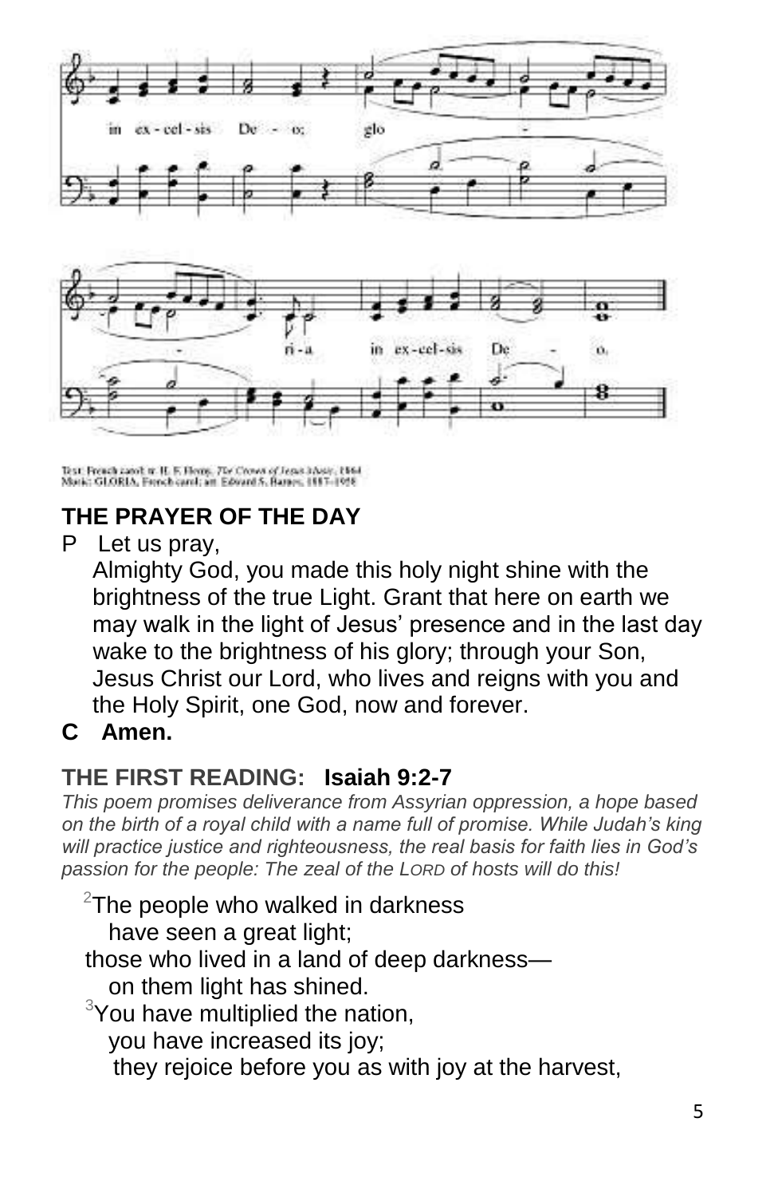in ex - cel - sis De - o; glo - ri - a in ex - cel - sis De - o.

Text: French carol; tr. H. F. Hemy, *The Crown of Jesus Music*, 1864
Music: GLORIA, French carol; arr. Edward S. Barnes, 1887–1958

## THE PRAYER OF THE DAY

P Let us pray,

Almighty God, you made this holy night shine with the brightness of the true Light. Grant that here on earth we may walk in the light of Jesus' presence and in the last day wake to the brightness of his glory; through your Son, Jesus Christ our Lord, who lives and reigns with you and the Holy Spirit, one God, now and forever.

**C Amen.**

## THE FIRST READING: Isaiah 9:2-7

*This poem promises deliverance from Assyrian oppression, a hope based on the birth of a royal child with a name full of promise. While Judah's king will practice justice and righteousness, the real basis for faith lies in God's passion for the people: The zeal of the LORD of hosts will do this!*

[2]The people who walked in darkness
have seen a great light;
those who lived in a land of deep darkness—
on them light has shined.
[3]You have multiplied the nation,
you have increased its joy;
they rejoice before you as with joy at the harvest,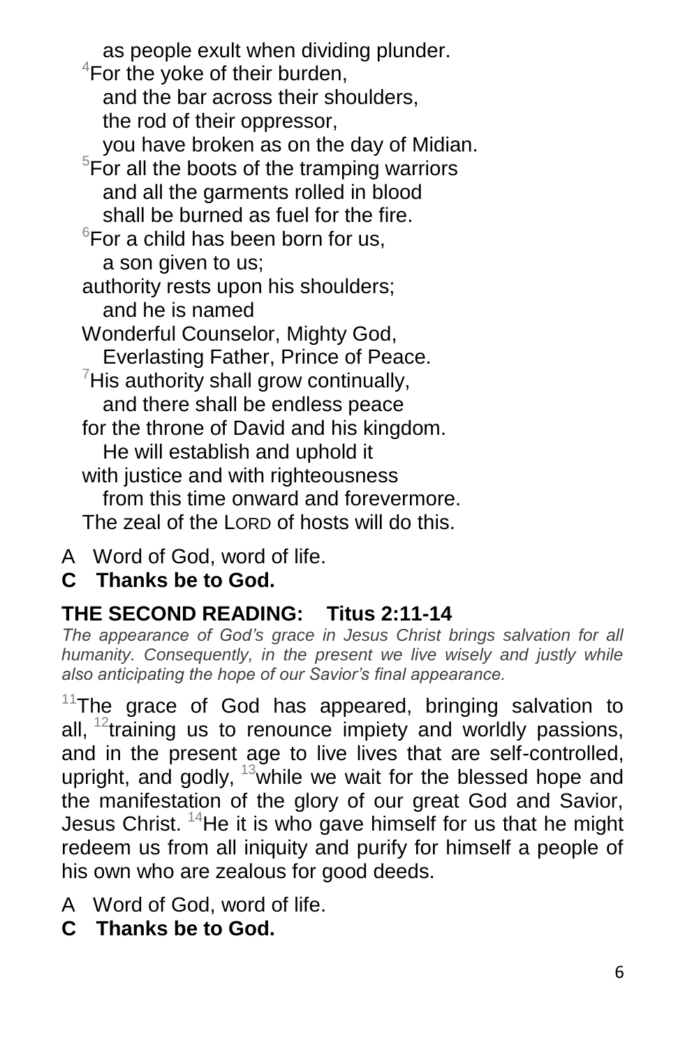as people exult when dividing plunder.  
[4]For the yoke of their burden,  
and the bar across their shoulders,  
the rod of their oppressor,  
you have broken as on the day of Midian.  
[5]For all the boots of the tramping warriors  
and all the garments rolled in blood  
shall be burned as fuel for the fire.  
[6]For a child has been born for us,  
a son given to us;  
authority rests upon his shoulders;  
and he is named  
Wonderful Counselor, Mighty God,  
Everlasting Father, Prince of Peace.  
[7]His authority shall grow continually,  
and there shall be endless peace  
for the throne of David and his kingdom.  
He will establish and uphold it  
with justice and with righteousness  
from this time onward and forevermore.  
The zeal of the LORD of hosts will do this.

A Word of God, word of life.  
**C Thanks be to God.**

## THE SECOND READING: Titus 2:11-14

*The appearance of God's grace in Jesus Christ brings salvation for all humanity. Consequently, in the present we live wisely and justly while also anticipating the hope of our Savior's final appearance.*

[11]The grace of God has appeared, bringing salvation to all, [12]training us to renounce impiety and worldly passions, and in the present age to live lives that are self-controlled, upright, and godly, [13]while we wait for the blessed hope and the manifestation of the glory of our great God and Savior, Jesus Christ. [14]He it is who gave himself for us that he might redeem us from all iniquity and purify for himself a people of his own who are zealous for good deeds.

A Word of God, word of life.  
**C Thanks be to God.**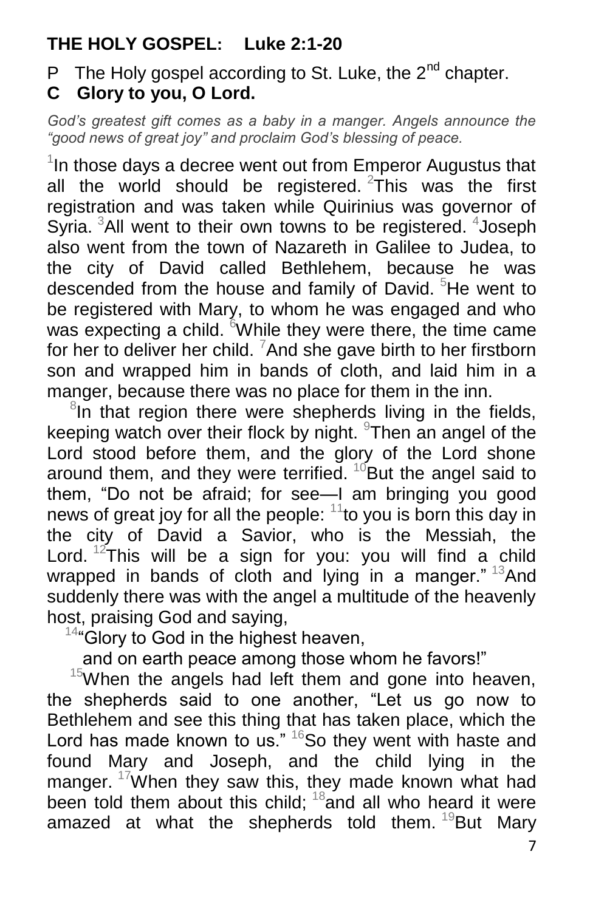## THE HOLY GOSPEL: Luke 2:1-20

P The Holy gospel according to St. Luke, the 2nd chapter.

**C Glory to you, O Lord.**

*God's greatest gift comes as a baby in a manger. Angels announce the "good news of great joy" and proclaim God's blessing of peace.*

[1]In those days a decree went out from Emperor Augustus that all the world should be registered. [2]This was the first registration and was taken while Quirinius was governor of Syria. [3]All went to their own towns to be registered. [4]Joseph also went from the town of Nazareth in Galilee to Judea, to the city of David called Bethlehem, because he was descended from the house and family of David. [5]He went to be registered with Mary, to whom he was engaged and who was expecting a child. [6]While they were there, the time came for her to deliver her child. [7]And she gave birth to her firstborn son and wrapped him in bands of cloth, and laid him in a manger, because there was no place for them in the inn.

[8]In that region there were shepherds living in the fields, keeping watch over their flock by night. [9]Then an angel of the Lord stood before them, and the glory of the Lord shone around them, and they were terrified. [10]But the angel said to them, "Do not be afraid; for see—I am bringing you good news of great joy for all the people: [11]to you is born this day in the city of David a Savior, who is the Messiah, the Lord. [12]This will be a sign for you: you will find a child wrapped in bands of cloth and lying in a manger." [13]And suddenly there was with the angel a multitude of the heavenly host, praising God and saying,

[14]"Glory to God in the highest heaven,
and on earth peace among those whom he favors!"

[15]When the angels had left them and gone into heaven, the shepherds said to one another, "Let us go now to Bethlehem and see this thing that has taken place, which the Lord has made known to us." [16]So they went with haste and found Mary and Joseph, and the child lying in the manger. [17]When they saw this, they made known what had been told them about this child; [18]and all who heard it were amazed at what the shepherds told them. [19]But Mary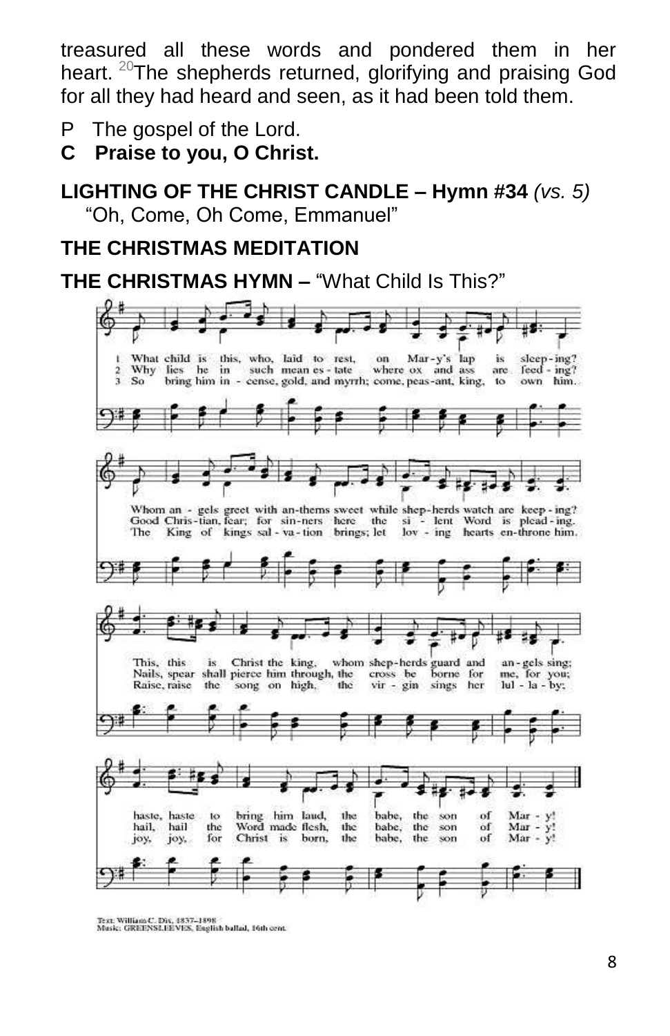treasured all these words and pondered them in her heart. [20]The shepherds returned, glorifying and praising God for all they had heard and seen, as it had been told them.

P The gospel of the Lord.

**C Praise to you, O Christ.**

**LIGHTING OF THE CHRIST CANDLE – Hymn #34** *(vs. 5)*
"Oh, Come, Oh Come, Emmanuel"

**THE CHRISTMAS MEDITATION**

**THE CHRISTMAS HYMN –** "What Child Is This?"

1 What child is this, who, laid to rest, on Mar-y's lap is sleep-ing?
Whom an-gels greet with an-thems sweet while shep-herds watch are keep-ing?
This, this is Christ the king, whom shep-herds guard and an-gels sing;
haste, haste to bring him laud, the babe, the son of Mar-y!

2 Why lies he in such mean es-tate where ox and ass are feed-ing?
Good Chris-tian, fear; for sin-ners here the si-lent Word is plead-ing.
Nails, spear shall pierce him through, the cross be borne for me, for you;
hail, hail the Word made flesh, the babe, the son of Mar-y!

3 So bring him in-cense, gold, and myrrh; come, peas-ant, king, to own him.
The King of kings sal-va-tion brings; let lov-ing hearts en-throne him.
Raise, raise the song on high, the vir-gin sings her lul-la-by;
joy, joy, for Christ is born, the babe, the son of Mar-y!

Text: William C. Dix, 1837–1898
Music: GREENSLEEVES, English ballad, 16th cent.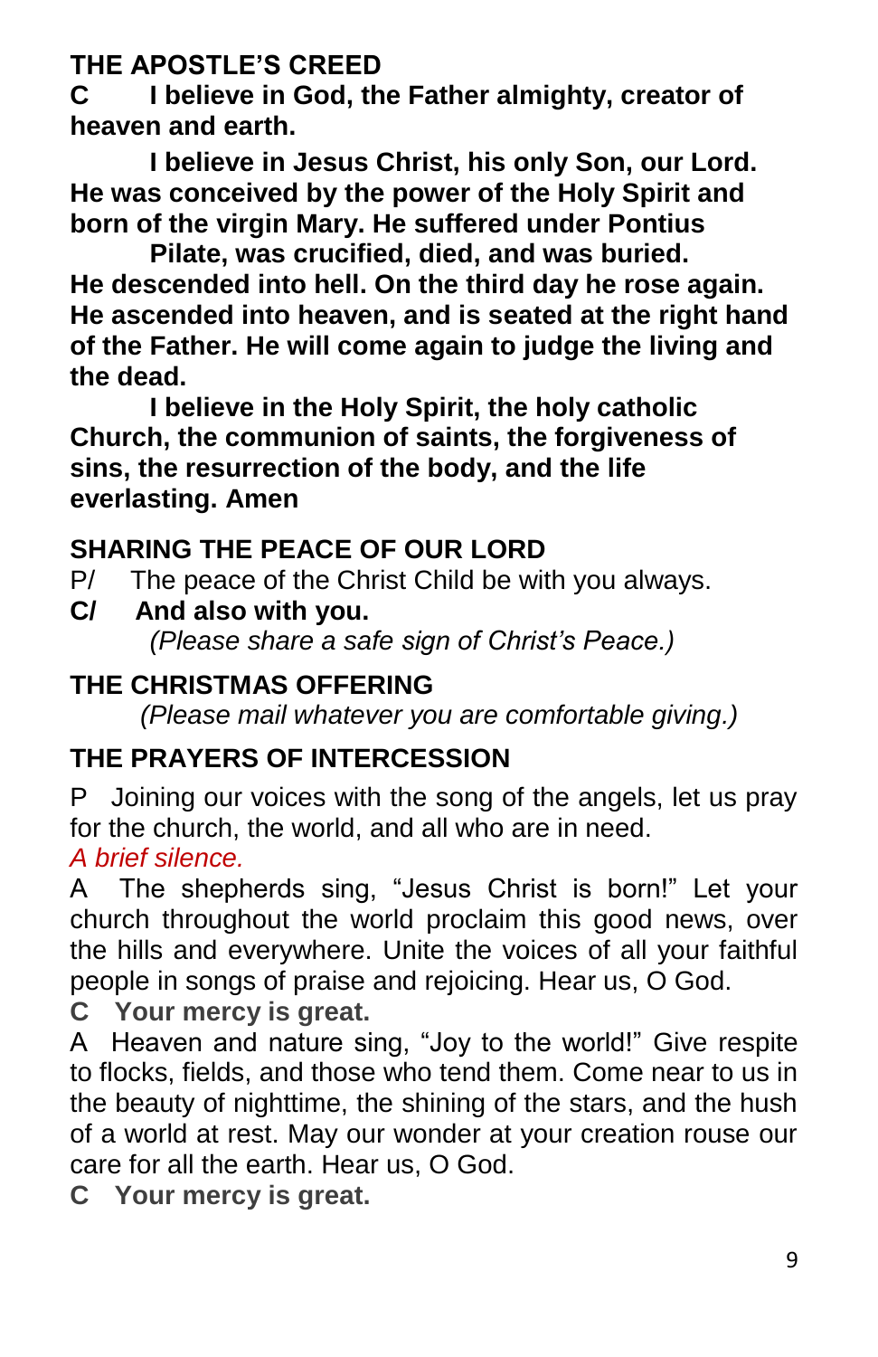## THE APOSTLE'S CREED

**C I believe in God, the Father almighty, creator of heaven and earth.**

**I believe in Jesus Christ, his only Son, our Lord. He was conceived by the power of the Holy Spirit and born of the virgin Mary. He suffered under Pontius Pilate, was crucified, died, and was buried. He descended into hell. On the third day he rose again. He ascended into heaven, and is seated at the right hand of the Father. He will come again to judge the living and the dead.**

**I believe in the Holy Spirit, the holy catholic Church, the communion of saints, the forgiveness of sins, the resurrection of the body, and the life everlasting. Amen**

## SHARING THE PEACE OF OUR LORD

P/ The peace of the Christ Child be with you always.

**C/ And also with you.**

*(Please share a safe sign of Christ's Peace.)*

## THE CHRISTMAS OFFERING

*(Please mail whatever you are comfortable giving.)*

## THE PRAYERS OF INTERCESSION

P Joining our voices with the song of the angels, let us pray for the church, the world, and all who are in need.

*A brief silence.*

A The shepherds sing, "Jesus Christ is born!" Let your church throughout the world proclaim this good news, over the hills and everywhere. Unite the voices of all your faithful people in songs of praise and rejoicing. Hear us, O God.

**C Your mercy is great.**

A Heaven and nature sing, "Joy to the world!" Give respite to flocks, fields, and those who tend them. Come near to us in the beauty of nighttime, the shining of the stars, and the hush of a world at rest. May our wonder at your creation rouse our care for all the earth. Hear us, O God.

**C Your mercy is great.**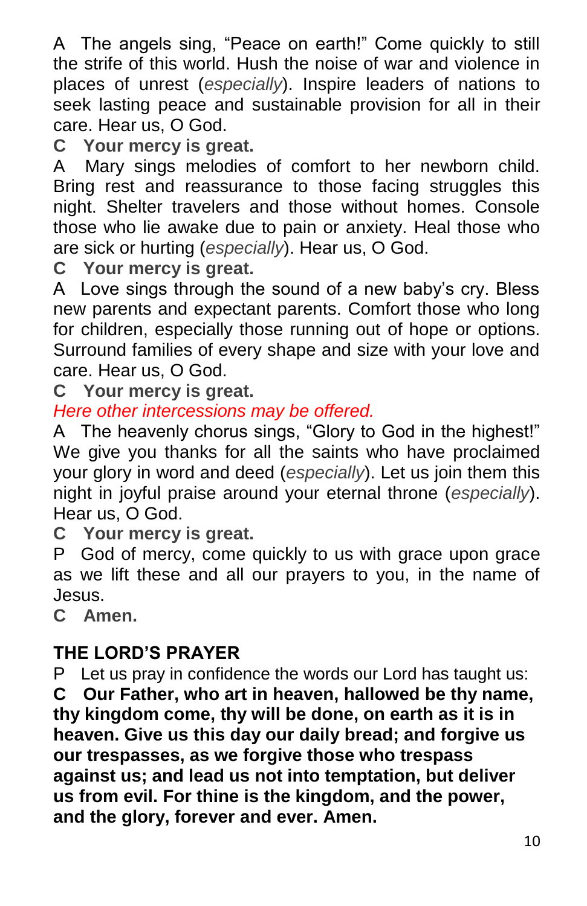A The angels sing, "Peace on earth!" Come quickly to still the strife of this world. Hush the noise of war and violence in places of unrest (*especially*). Inspire leaders of nations to seek lasting peace and sustainable provision for all in their care. Hear us, O God.

**C Your mercy is great.**

A Mary sings melodies of comfort to her newborn child. Bring rest and reassurance to those facing struggles this night. Shelter travelers and those without homes. Console those who lie awake due to pain or anxiety. Heal those who are sick or hurting (*especially*). Hear us, O God.

**C Your mercy is great.**

A Love sings through the sound of a new baby's cry. Bless new parents and expectant parents. Comfort those who long for children, especially those running out of hope or options. Surround families of every shape and size with your love and care. Hear us, O God.

**C Your mercy is great.**

*Here other intercessions may be offered.*

A The heavenly chorus sings, "Glory to God in the highest!" We give you thanks for all the saints who have proclaimed your glory in word and deed (*especially*). Let us join them this night in joyful praise around your eternal throne (*especially*). Hear us, O God.

**C Your mercy is great.**

P God of mercy, come quickly to us with grace upon grace as we lift these and all our prayers to you, in the name of Jesus.

**C Amen.**

## THE LORD'S PRAYER

P Let us pray in confidence the words our Lord has taught us:

**C Our Father, who art in heaven, hallowed be thy name, thy kingdom come, thy will be done, on earth as it is in heaven. Give us this day our daily bread; and forgive us our trespasses, as we forgive those who trespass against us; and lead us not into temptation, but deliver us from evil. For thine is the kingdom, and the power, and the glory, forever and ever. Amen.**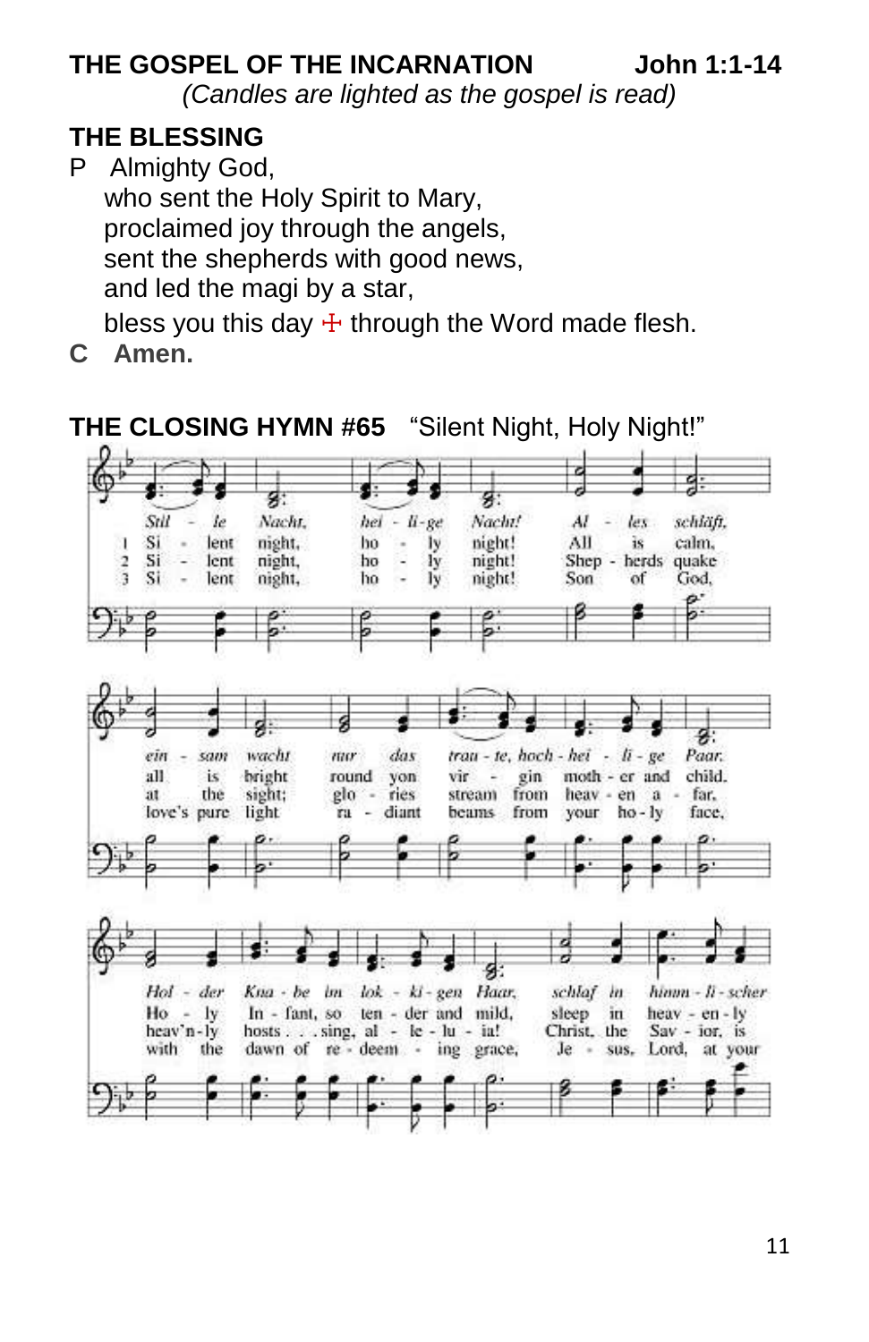**THE GOSPEL OF THE INCARNATION** John 1:1-14

*(Candles are lighted as the gospel is read)*

**THE BLESSING**

P Almighty God,
who sent the Holy Spirit to Mary,
proclaimed joy through the angels,
sent the shepherds with good news,
and led the magi by a star,
bless you this day ☩ through the Word made flesh.

**C Amen.**

**THE CLOSING HYMN #65** "Silent Night, Holy Night!"

*Stil - le Nacht, hei - li-ge Nacht! Al - les schläft, ein - sam wacht nur das trau - te, hoch - hei - li - ge Paar. Hol - der Kna - be im lok - ki - gen Haar, schlaf in himm - li - scher*

1 Si - lent night, ho - ly night! All is calm, all is bright round yon vir - gin moth - er and child. Ho - ly In - fant, so ten - der and mild, sleep in heav - en - ly

2 Si - lent night, ho - ly night! Shep - herds quake at the sight; glo - ries stream from heav - en a - far, heav'n-ly hosts . . . sing, al - le - lu - ia! Christ, the Sav - ior, is

3 Si - lent night, ho - ly night! Son of God, love's pure light ra - diant beams from your ho - ly face, with the dawn of re - deem - ing grace, Je - sus, Lord, at your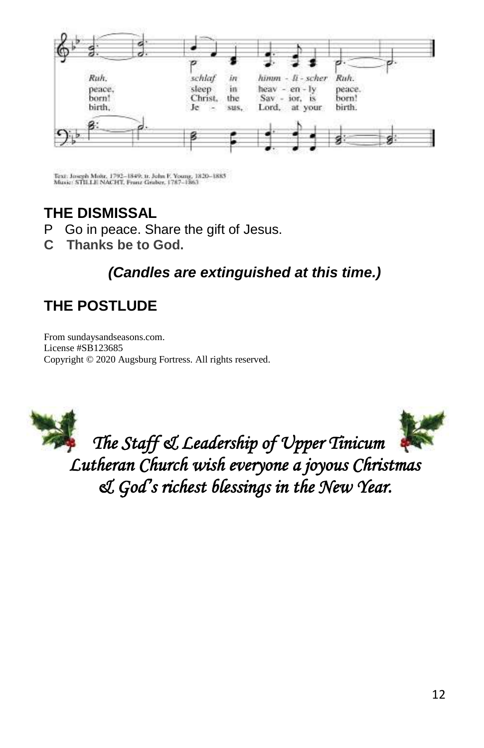Ruh. schlaf in himm - li - scher Ruh.
peace, sleep in heav - en - ly peace.
born! Christ, the Sav - ior, is born!
birth, Je - sus, Lord, at your birth.

Text: Joseph Mohr, 1792–1849; tr. John F. Young, 1820–1885
Music: STILLE NACHT, Franz Gruber, 1787–1863

## THE DISMISSAL

P Go in peace. Share the gift of Jesus.

**C Thanks be to God.**

***(Candles are extinguished at this time.)***

## THE POSTLUDE

From sundaysandseasons.com.
License #SB123685
Copyright © 2020 Augsburg Fortress. All rights reserved.

*The Staff & Leadership of Upper Tinicum Lutheran Church wish everyone a joyous Christmas & God's richest blessings in the New Year.*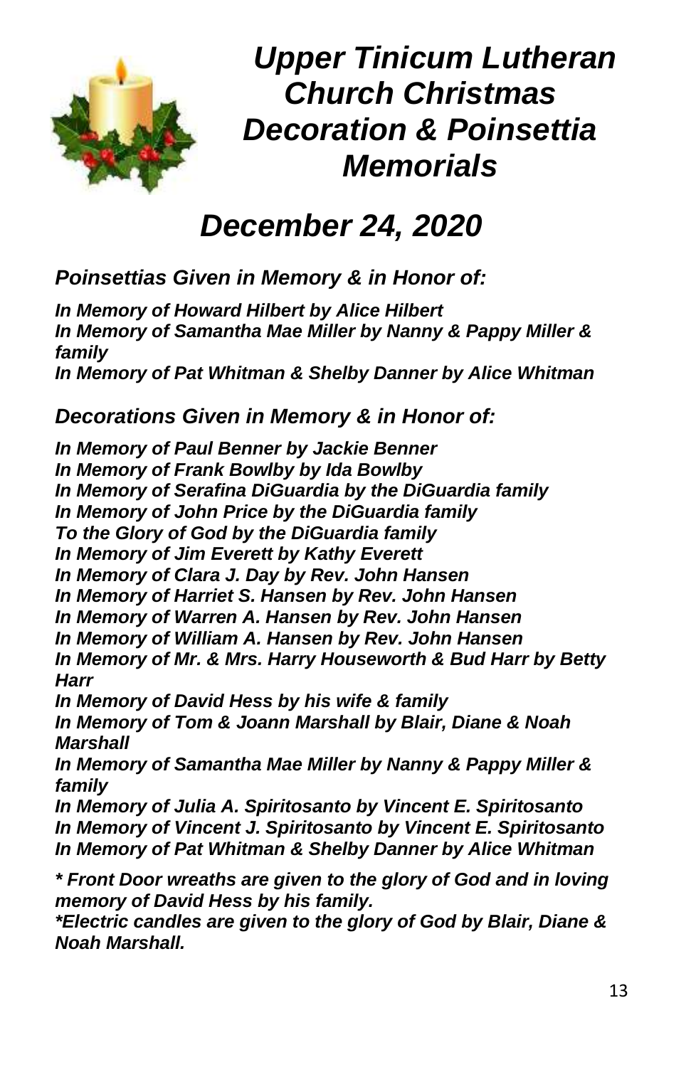# *Upper Tinicum Lutheran Church Christmas Decoration & Poinsettia Memorials*

## *December 24, 2020*

### *Poinsettias Given in Memory & in Honor of:*

***In Memory of Howard Hilbert by Alice Hilbert***
***In Memory of Samantha Mae Miller by Nanny & Pappy Miller & family***
***In Memory of Pat Whitman & Shelby Danner by Alice Whitman***

### *Decorations Given in Memory & in Honor of:*

***In Memory of Paul Benner by Jackie Benner***
***In Memory of Frank Bowlby by Ida Bowlby***
***In Memory of Serafina DiGuardia by the DiGuardia family***
***In Memory of John Price by the DiGuardia family***
***To the Glory of God by the DiGuardia family***
***In Memory of Jim Everett by Kathy Everett***
***In Memory of Clara J. Day by Rev. John Hansen***
***In Memory of Harriet S. Hansen by Rev. John Hansen***
***In Memory of Warren A. Hansen by Rev. John Hansen***
***In Memory of William A. Hansen by Rev. John Hansen***
***In Memory of Mr. & Mrs. Harry Houseworth & Bud Harr by Betty Harr***
***In Memory of David Hess by his wife & family***
***In Memory of Tom & Joann Marshall by Blair, Diane & Noah Marshall***
***In Memory of Samantha Mae Miller by Nanny & Pappy Miller & family***
***In Memory of Julia A. Spiritosanto by Vincent E. Spiritosanto***
***In Memory of Vincent J. Spiritosanto by Vincent E. Spiritosanto***
***In Memory of Pat Whitman & Shelby Danner by Alice Whitman***

***\* Front Door wreaths are given to the glory of God and in loving memory of David Hess by his family.***
***\*Electric candles are given to the glory of God by Blair, Diane & Noah Marshall.***